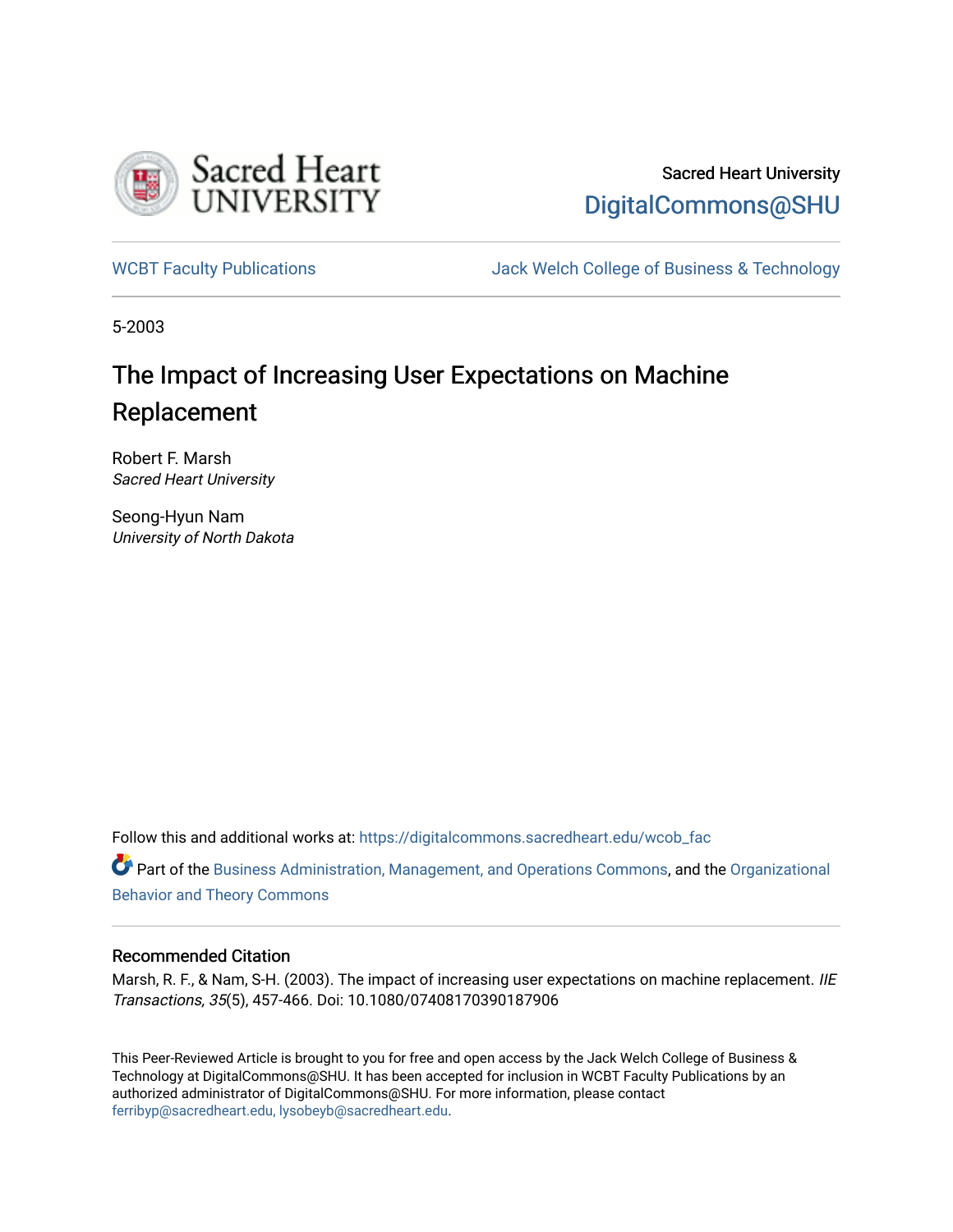Sacred Heart University

DigitalCommons@SHU

WCBT Faculty Publications

Jack Welch College of Business & Technology

5-2003

# The Impact of Increasing User Expectations on Machine Replacement

Robert F. Marsh
*Sacred Heart University*

Seong-Hyun Nam
*University of North Dakota*

Follow this and additional works at: https://digitalcommons.sacredheart.edu/wcob_fac

Part of the Business Administration, Management, and Operations Commons, and the Organizational Behavior and Theory Commons

## Recommended Citation

Marsh, R. F., & Nam, S-H. (2003). The impact of increasing user expectations on machine replacement. *IIE Transactions, 35*(5), 457-466. Doi: 10.1080/07408170390187906

This Peer-Reviewed Article is brought to you for free and open access by the Jack Welch College of Business & Technology at DigitalCommons@SHU. It has been accepted for inclusion in WCBT Faculty Publications by an authorized administrator of DigitalCommons@SHU. For more information, please contact ferribyp@sacredheart.edu, lysobeyb@sacredheart.edu.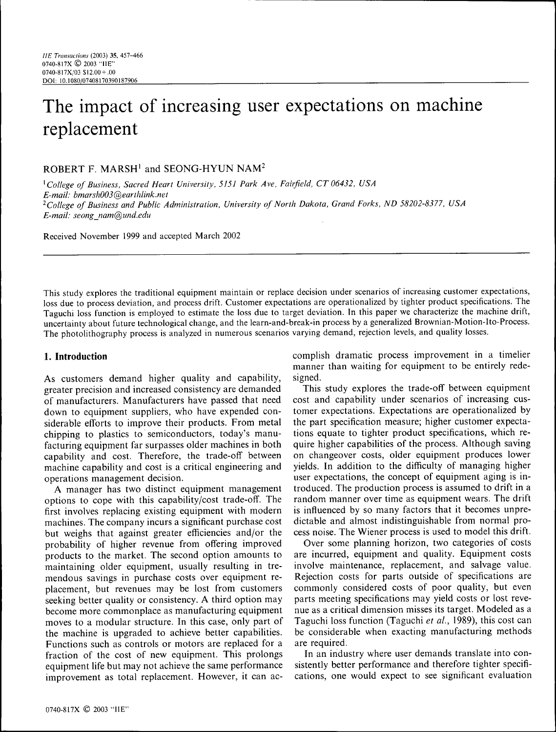# The impact of increasing user expectations on machine replacement

ROBERT F. MARSH[1] and SEONG-HYUN NAM[2]

[1]*College of Business, Sacred Heart University, 5151 Park Ave, Fairfield, CT 06432, USA*
*E-mail: bmarsh003@earthlink.net*
[2]*College of Business and Public Administration, University of North Dakota, Grand Forks, ND 58202-8377, USA*
*E-mail: seong_nam@und.edu*

Received November 1999 and accepted March 2002

This study explores the traditional equipment maintain or replace decision under scenarios of increasing customer expectations, loss due to process deviation, and process drift. Customer expectations are operationalized by tighter product specifications. The Taguchi loss function is employed to estimate the loss due to target deviation. In this paper we characterize the machine drift, uncertainty about future technological change, and the learn-and-break-in process by a generalized Brownian-Motion-Ito-Process. The photolithography process is analyzed in numerous scenarios varying demand, rejection levels, and quality losses.

## 1. Introduction

As customers demand higher quality and capability, greater precision and increased consistency are demanded of manufacturers. Manufacturers have passed that need down to equipment suppliers, who have expended considerable efforts to improve their products. From metal chipping to plastics to semiconductors, today's manufacturing equipment far surpasses older machines in both capability and cost. Therefore, the trade-off between machine capability and cost is a critical engineering and operations management decision.

A manager has two distinct equipment management options to cope with this capability/cost trade-off. The first involves replacing existing equipment with modern machines. The company incurs a significant purchase cost but weighs that against greater efficiencies and/or the probability of higher revenue from offering improved products to the market. The second option amounts to maintaining older equipment, usually resulting in tremendous savings in purchase costs over equipment replacement, but revenues may be lost from customers seeking better quality or consistency. A third option may become more commonplace as manufacturing equipment moves to a modular structure. In this case, only part of the machine is upgraded to achieve better capabilities. Functions such as controls or motors are replaced for a fraction of the cost of new equipment. This prolongs equipment life but may not achieve the same performance improvement as total replacement. However, it can accomplish dramatic process improvement in a timelier manner than waiting for equipment to be entirely redesigned.

This study explores the trade-off between equipment cost and capability under scenarios of increasing customer expectations. Expectations are operationalized by the part specification measure; higher customer expectations equate to tighter product specifications, which require higher capabilities of the process. Although saving on changeover costs, older equipment produces lower yields. In addition to the difficulty of managing higher user expectations, the concept of equipment aging is introduced. The production process is assumed to drift in a random manner over time as equipment wears. The drift is influenced by so many factors that it becomes unpredictable and almost indistinguishable from normal process noise. The Wiener process is used to model this drift.

Over some planning horizon, two categories of costs are incurred, equipment and quality. Equipment costs involve maintenance, replacement, and salvage value. Rejection costs for parts outside of specifications are commonly considered costs of poor quality, but even parts meeting specifications may yield costs or lost revenue as a critical dimension misses its target. Modeled as a Taguchi loss function (Taguchi *et al.*, 1989), this cost can be considerable when exacting manufacturing methods are required.

In an industry where user demands translate into consistently better performance and therefore tighter specifications, one would expect to see significant evaluation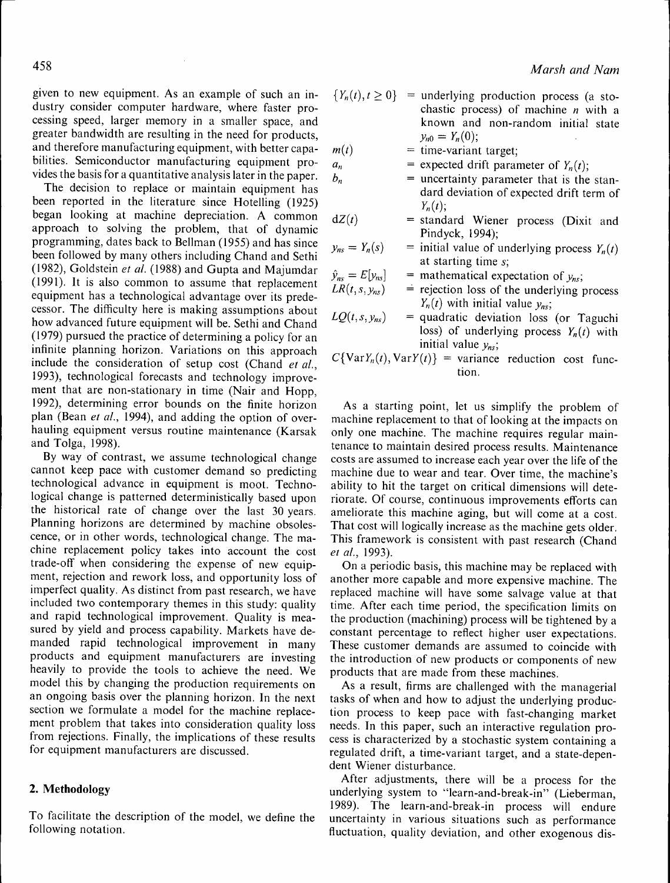given to new equipment. As an example of such an industry consider computer hardware, where faster processing speed, larger memory in a smaller space, and greater bandwidth are resulting in the need for products, and therefore manufacturing equipment, with better capabilities. Semiconductor manufacturing equipment provides the basis for a quantitative analysis later in the paper.

The decision to replace or maintain equipment has been reported in the literature since Hotelling (1925) began looking at machine depreciation. A common approach to solving the problem, that of dynamic programming, dates back to Bellman (1955) and has since been followed by many others including Chand and Sethi (1982), Goldstein *et al.* (1988) and Gupta and Majumdar (1991). It is also common to assume that replacement equipment has a technological advantage over its predecessor. The difficulty here is making assumptions about how advanced future equipment will be. Sethi and Chand (1979) pursued the practice of determining a policy for an infinite planning horizon. Variations on this approach include the consideration of setup cost (Chand *et al.*, 1993), technological forecasts and technology improvement that are non-stationary in time (Nair and Hopp, 1992), determining error bounds on the finite horizon plan (Bean *et al.*, 1994), and adding the option of overhauling equipment versus routine maintenance (Karsak and Tolga, 1998).

By way of contrast, we assume technological change cannot keep pace with customer demand so predicting technological advance in equipment is moot. Technological change is patterned deterministically based upon the historical rate of change over the last 30 years. Planning horizons are determined by machine obsolescence, or in other words, technological change. The machine replacement policy takes into account the cost trade-off when considering the expense of new equipment, rejection and rework loss, and opportunity loss of imperfect quality. As distinct from past research, we have included two contemporary themes in this study: quality and rapid technological improvement. Quality is measured by yield and process capability. Markets have demanded rapid technological improvement in many products and equipment manufacturers are investing heavily to provide the tools to achieve the need. We model this by changing the production requirements on an ongoing basis over the planning horizon. In the next section we formulate a model for the machine replacement problem that takes into consideration quality loss from rejections. Finally, the implications of these results for equipment manufacturers are discussed.

## 2. Methodology

To facilitate the description of the model, we define the following notation.

$\{Y_n(t), t \geq 0\}$ = underlying production process (a stochastic process) of machine $n$ with a known and non-random initial state $y_{n0} = Y_n(0)$;

$m(t)$ = time-variant target;

$a_n$ = expected drift parameter of $Y_n(t)$;

$b_n$ = uncertainty parameter that is the standard deviation of expected drift term of $Y_n(t)$;

$dZ(t)$ = standard Wiener process (Dixit and Pindyck, 1994);

$y_{ns} = Y_n(s)$ = initial value of underlying process $Y_n(t)$ at starting time $s$;

$\hat{y}_{ns} = E[y_{ns}]$ = mathematical expectation of $y_{ns}$;

$LR(t, s, y_{ns})$ = rejection loss of the underlying process $Y_n(t)$ with initial value $y_{ns}$;

$LQ(t, s, y_{ns})$ = quadratic deviation loss (or Taguchi loss) of underlying process $Y_n(t)$ with initial value $y_{ns}$;

$C\{\text{Var}Y_n(t), \text{Var}Y(t)\}$ = variance reduction cost function.

As a starting point, let us simplify the problem of machine replacement to that of looking at the impacts on only one machine. The machine requires regular maintenance to maintain desired process results. Maintenance costs are assumed to increase each year over the life of the machine due to wear and tear. Over time, the machine's ability to hit the target on critical dimensions will deteriorate. Of course, continuous improvements efforts can ameliorate this machine aging, but will come at a cost. That cost will logically increase as the machine gets older. This framework is consistent with past research (Chand *et al.*, 1993).

On a periodic basis, this machine may be replaced with another more capable and more expensive machine. The replaced machine will have some salvage value at that time. After each time period, the specification limits on the production (machining) process will be tightened by a constant percentage to reflect higher user expectations. These customer demands are assumed to coincide with the introduction of new products or components of new products that are made from these machines.

As a result, firms are challenged with the managerial tasks of when and how to adjust the underlying production process to keep pace with fast-changing market needs. In this paper, such an interactive regulation process is characterized by a stochastic system containing a regulated drift, a time-variant target, and a state-dependent Wiener disturbance.

After adjustments, there will be a process for the underlying system to "learn-and-break-in" (Lieberman, 1989). The learn-and-break-in process will endure uncertainty in various situations such as performance fluctuation, quality deviation, and other exogenous dis-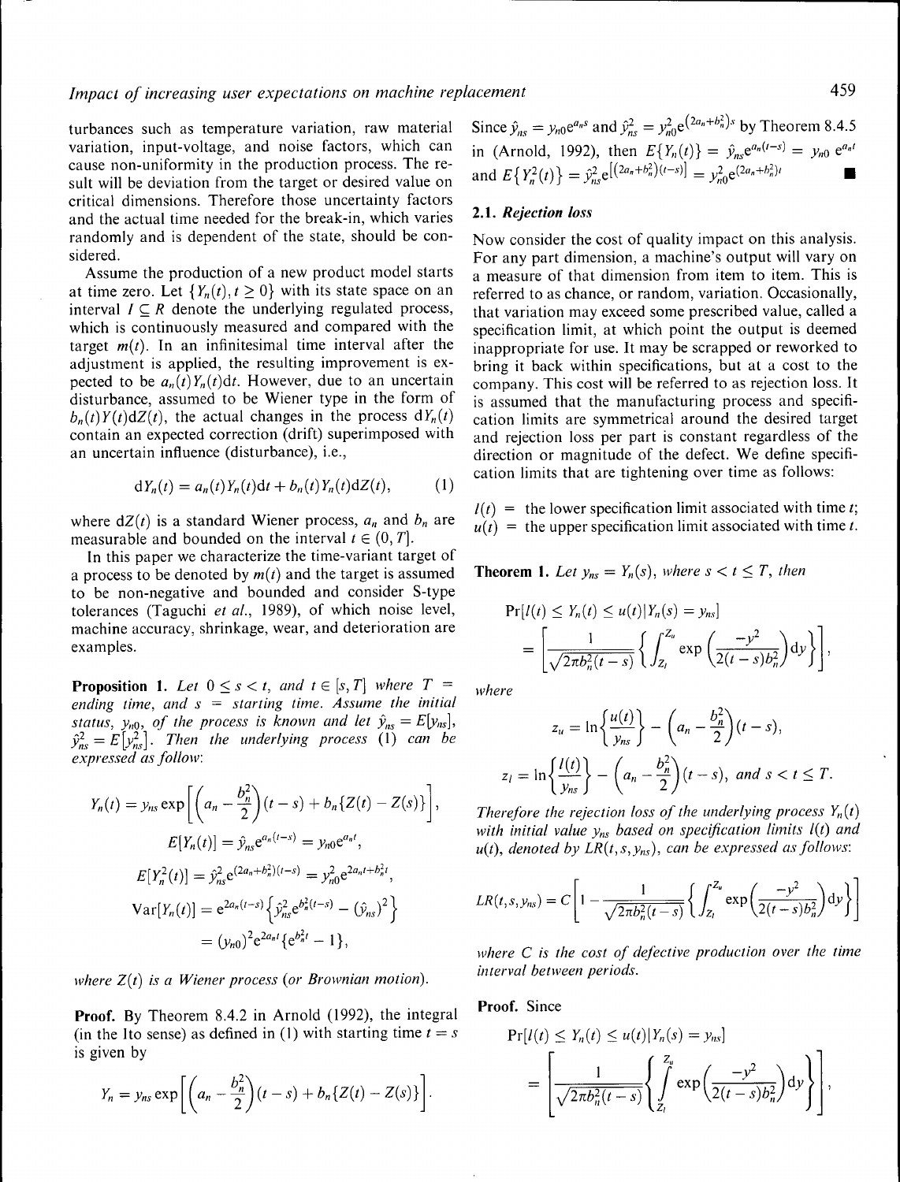turbances such as temperature variation, raw material variation, input-voltage, and noise factors, which can cause non-uniformity in the production process. The result will be deviation from the target or desired value on critical dimensions. Therefore those uncertainty factors and the actual time needed for the break-in, which varies randomly and is dependent of the state, should be considered.

Assume the production of a new product model starts at time zero. Let $\{Y_n(t), t \geq 0\}$ with its state space on an interval $I \subseteq R$ denote the underlying regulated process, which is continuously measured and compared with the target $m(t)$. In an infinitesimal time interval after the adjustment is applied, the resulting improvement is expected to be $a_n(t)Y_n(t)\mathrm{d}t$. However, due to an uncertain disturbance, assumed to be Wiener type in the form of $b_n(t)Y(t)\mathrm{d}Z(t)$, the actual changes in the process $\mathrm{d}Y_n(t)$ contain an expected correction (drift) superimposed with an uncertain influence (disturbance), i.e.,

$$\mathrm{d}Y_n(t) = a_n(t)Y_n(t)\mathrm{d}t + b_n(t)Y_n(t)\mathrm{d}Z(t), \qquad (1)$$

where $\mathrm{d}Z(t)$ is a standard Wiener process, $a_n$ and $b_n$ are measurable and bounded on the interval $t \in (0, T]$.

In this paper we characterize the time-variant target of a process to be denoted by $m(t)$ and the target is assumed to be non-negative and bounded and consider S-type tolerances (Taguchi *et al.*, 1989), of which noise level, machine accuracy, shrinkage, wear, and deterioration are examples.

**Proposition 1.** *Let $0 \leq s < t$, and $t \in [s, T]$ where $T$ = ending time, and $s$ = starting time. Assume the initial status, $y_{n0}$, of the process is known and let $\hat{y}_{ns} = E[y_{ns}]$, $\hat{y}_{ns}^2 = E[y_{ns}^2]$. Then the underlying process (1) can be expressed as follow:*

$$Y_n(t) = y_{ns}\exp\left[\left(a_n - \frac{b_n^2}{2}\right)(t-s) + b_n\{Z(t) - Z(s)\}\right],$$

$$E[Y_n(t)] = \hat{y}_{ns}\mathrm{e}^{a_n(t-s)} = y_{n0}\mathrm{e}^{a_n t},$$

$$E[Y_n^2(t)] = \hat{y}_{ns}^2\mathrm{e}^{(2a_n+b_n^2)(t-s)} = y_{n0}^2\mathrm{e}^{2a_n t + b_n^2 t},$$

$$\mathrm{Var}[Y_n(t)] = \mathrm{e}^{2a_n(t-s)}\left\{\hat{y}_{ns}^2\mathrm{e}^{b_n^2(t-s)} - (\hat{y}_{ns})^2\right\}$$

$$= (y_{n0})^2\mathrm{e}^{2a_n t}\{\mathrm{e}^{b_n^2 t} - 1\},$$

*where $Z(t)$ is a Wiener process (or Brownian motion).*

**Proof.** By Theorem 8.4.2 in Arnold (1992), the integral (in the Ito sense) as defined in (1) with starting time $t = s$ is given by

$$Y_n = y_{ns}\exp\left[\left(a_n - \frac{b_n^2}{2}\right)(t-s) + b_n\{Z(t) - Z(s)\}\right].$$

Since $\hat{y}_{ns} = y_{n0}\mathrm{e}^{a_n s}$ and $\hat{y}_{ns}^2 = y_{n0}^2\mathrm{e}^{(2a_n+b_n^2)s}$ by Theorem 8.4.5 in (Arnold, 1992), then $E\{Y_n(t)\} = \hat{y}_{ns}\mathrm{e}^{a_n(t-s)} = y_{n0}\,\mathrm{e}^{a_n t}$ and $E\{Y_n^2(t)\} = \hat{y}_{ns}^2\mathrm{e}^{[(2a_n+b_n^2)(t-s)]} = y_{n0}^2\mathrm{e}^{(2a_n+b_n^2)t}$ ■

## 2.1. *Rejection loss*

Now consider the cost of quality impact on this analysis. For any part dimension, a machine's output will vary on a measure of that dimension from item to item. This is referred to as chance, or random, variation. Occasionally, that variation may exceed some prescribed value, called a specification limit, at which point the output is deemed inappropriate for use. It may be scrapped or reworked to bring it back within specifications, but at a cost to the company. This cost will be referred to as rejection loss. It is assumed that the manufacturing process and specification limits are symmetrical around the desired target and rejection loss per part is constant regardless of the direction or magnitude of the defect. We define specification limits that are tightening over time as follows:

$l(t)$ = the lower specification limit associated with time $t$;
$u(t)$ = the upper specification limit associated with time $t$.

**Theorem 1.** *Let $y_{ns} = Y_n(s)$, where $s < t \leq T$, then*

$$\Pr[l(t) \leq Y_n(t) \leq u(t) | Y_n(s) = y_{ns}] = \left[\frac{1}{\sqrt{2\pi b_n^2(t-s)}}\left\{\int_{Z_l}^{Z_u}\exp\left(\frac{-y^2}{2(t-s)b_n^2}\right)\mathrm{d}y\right\}\right],$$

*where*

$$z_u = \ln\left\{\frac{u(t)}{y_{ns}}\right\} - \left(a_n - \frac{b_n^2}{2}\right)(t-s),$$

$$z_l = \ln\left\{\frac{l(t)}{y_{ns}}\right\} - \left(a_n - \frac{b_n^2}{2}\right)(t-s), \text{ and } s < t \leq T.$$

*Therefore the rejection loss of the underlying process $Y_n(t)$ with initial value $y_{ns}$ based on specification limits $l(t)$ and $u(t)$, denoted by $LR(t, s, y_{ns})$, can be expressed as follows:*

$$LR(t, s, y_{ns}) = C\left[1 - \frac{1}{\sqrt{2\pi b_n^2(t-s)}}\left\{\int_{Z_l}^{Z_u}\exp\left(\frac{-y^2}{2(t-s)b_n^2}\right)\mathrm{d}y\right\}\right]$$

*where $C$ is the cost of defective production over the time interval between periods.*

**Proof.** Since

$$\Pr[l(t) \leq Y_n(t) \leq u(t) | Y_n(s) = y_{ns}] = \left[\frac{1}{\sqrt{2\pi b_n^2(t-s)}}\left\{\int_{Z_l}^{Z_u}\exp\left(\frac{-y^2}{2(t-s)b_n^2}\right)\mathrm{d}y\right\}\right],$$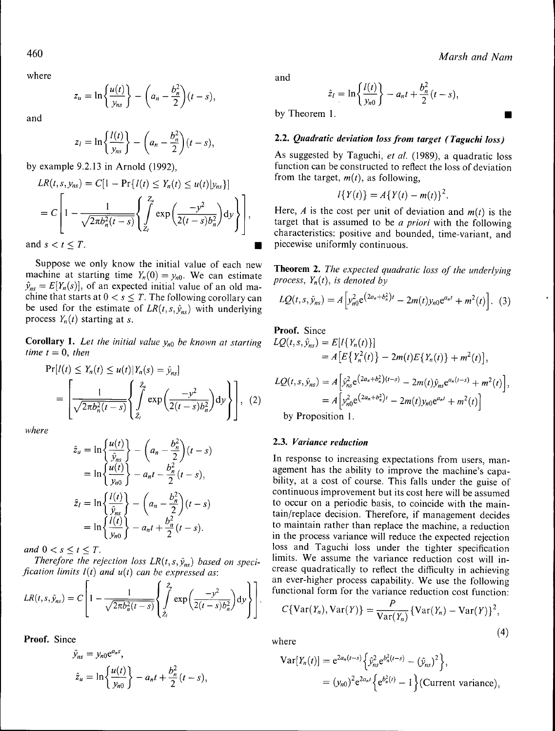where

$$z_u = \ln\left\{\frac{u(t)}{y_{ns}}\right\} - \left(a_n - \frac{b_n^2}{2}\right)(t-s),$$

and

$$z_l = \ln\left\{\frac{l(t)}{y_{ns}}\right\} - \left(a_n - \frac{b_n^2}{2}\right)(t-s),$$

by example 9.2.13 in Arnold (1992),

$$LR(t,s,y_{ns}) = C[1 - \Pr\{l(t) \le Y_n(t) \le u(t)|y_{ns}\}]$$

$$= C\left[1 - \frac{1}{\sqrt{2\pi b_n^2(t-s)}}\left\{\int_{z_l}^{z_u} \exp\left(\frac{-y^2}{2(t-s)b_n^2}\right)\mathrm{d}y\right\}\right],$$

and $s < t \le T$. ∎

Suppose we only know the initial value of each new machine at starting time $Y_n(0) = y_{n0}$. We can estimate $\hat{y}_{ns} = E[Y_n(s)]$, of an expected initial value of an old machine that starts at $0 < s \le T$. The following corollary can be used for the estimate of $LR(t,s,\hat{y}_{ns})$ with underlying process $Y_n(t)$ starting at $s$.

**Corollary 1.** *Let the initial value $y_{n0}$ be known at starting time $t = 0$, then*

$$\Pr[l(t) \le Y_n(t) \le u(t)|Y_n(s) = \hat{y}_{ns}]$$

$$= \left[\frac{1}{\sqrt{2\pi b_n^2(t-s)}}\left\{\int_{\hat{z}_l}^{\hat{z}_u} \exp\left(\frac{-y^2}{2(t-s)b_n^2}\right)\mathrm{d}y\right\}\right], \quad (2)$$

*where*

$$\hat{z}_u = \ln\left\{\frac{u(t)}{\hat{y}_{ns}}\right\} - \left(a_n - \frac{b_n^2}{2}\right)(t-s)$$

$$= \ln\left\{\frac{u(t)}{y_{n0}}\right\} - a_n t - \frac{b_n^2}{2}(t-s),$$

$$\hat{z}_l = \ln\left\{\frac{l(t)}{\hat{y}_{ns}}\right\} - \left(a_n - \frac{b_n^2}{2}\right)(t-s)$$

$$= \ln\left\{\frac{l(t)}{y_{n0}}\right\} - a_n t + \frac{b_n^2}{2}(t-s).$$

*and $0 < s \le t \le T$.*

*Therefore the rejection loss $LR(t,s,\hat{y}_{ns})$ based on specification limits $l(t)$ and $u(t)$ can be expressed as:*

$$LR(t,s,\hat{y}_{ns}) = C\left[1 - \frac{1}{\sqrt{2\pi b_n^2(t-s)}}\left\{\int_{\hat{z}_l}^{\hat{z}_u} \exp\left(\frac{-y^2}{2(t-s)b_n^2}\right)\mathrm{d}y\right\}\right].$$

**Proof.** Since

$$\hat{y}_{ns} = y_{n0}e^{a_n s},$$

$$\hat{z}_u = \ln\left\{\frac{u(t)}{y_{n0}}\right\} - a_n t + \frac{b_n^2}{2}(t-s),$$

and

$$\hat{z}_l = \ln\left\{\frac{l(t)}{y_{n0}}\right\} - a_n t + \frac{b_n^2}{2}(t-s),$$

by Theorem 1. ∎

### 2.2. *Quadratic deviation loss from target (Taguchi loss)*

As suggested by Taguchi, *et al.* (1989), a quadratic loss function can be constructed to reflect the loss of deviation from the target, $m(t)$, as following,

$$l\{Y(t)\} = A\{Y(t) - m(t)\}^2.$$

Here, $A$ is the cost per unit of deviation and $m(t)$ is the target that is assumed to be *a priori* with the following characteristics: positive and bounded, time-variant, and piecewise uniformly continuous.

**Theorem 2.** *The expected quadratic loss of the underlying process, $Y_n(t)$, is denoted by*

$$LQ(t,s,\hat{y}_{ns}) = A\left[y_{n0}^2 e^{(2a_n + b_n^2)t} - 2m(t)y_{n0}e^{a_n t} + m^2(t)\right]. \quad (3)$$

**Proof.** Since

$$LQ(t,s,\hat{y}_{ns}) = E[l\{Y_n(t)\}]$$

$$= A\left[E\{Y_n^2(t)\} - 2m(t)E\{Y_n(t)\} + m^2(t)\right],$$

$$LQ(t,s,\hat{y}_{ns}) = A\left[\hat{y}_{ns}^2 e^{(2a_n + b_n^2)(t-s)} - 2m(t)\hat{y}_{ns}e^{a_n(t-s)} + m^2(t)\right],$$

$$= A\left[y_{n0}^2 e^{(2a_n + b_n^2)t} - 2m(t)y_{n0}e^{a_n t} + m^2(t)\right]$$

by Proposition 1.

### 2.3. *Variance reduction*

In response to increasing expectations from users, management has the ability to improve the machine's capability, at a cost of course. This falls under the guise of continuous improvement but its cost here will be assumed to occur on a periodic basis, to coincide with the maintain/replace decision. Therefore, if management decides to maintain rather than replace the machine, a reduction in the process variance will reduce the expected rejection loss and Taguchi loss under the tighter specification limits. We assume the variance reduction cost will increase quadratically to reflect the difficulty in achieving an ever-higher process capability. We use the following functional form for the variance reduction cost function:

$$C\{\mathrm{Var}(Y_n), \mathrm{Var}(Y)\} = \frac{P}{\mathrm{Var}(Y_n)}\{\mathrm{Var}(Y_n) - \mathrm{Var}(Y)\}^2, \quad (4)$$

where

$$\mathrm{Var}[Y_n(t)] = e^{2a_n(t-s)}\left\{\hat{y}_{ns}^2 e^{b_n^2(t-s)} - (\hat{y}_{ns})^2\right\},$$

$$= (y_{n0})^2 e^{2a_n t}\left\{e^{b_n^2(t)} - 1\right\}(\text{Current variance}),$$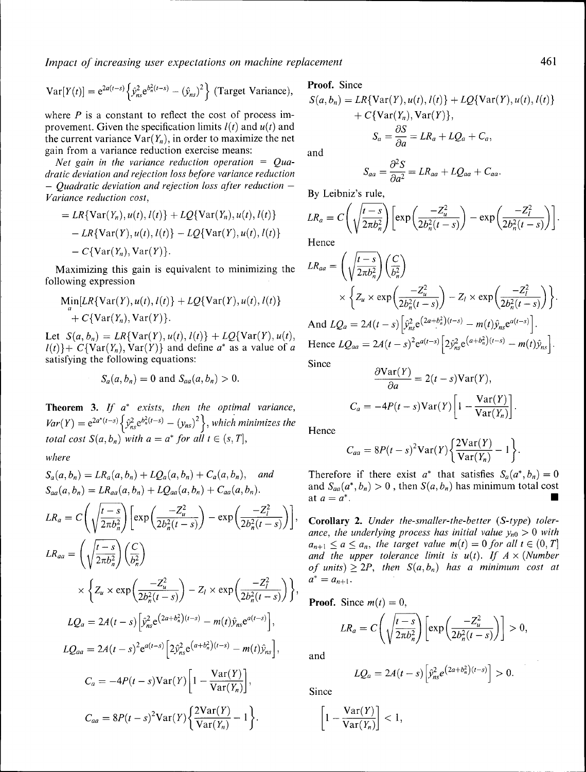$$\text{Var}[Y(t)] = e^{2a(t-s)}\left\{\hat{y}_{ns}^2 e^{b_n^2(t-s)} - (\hat{y}_{ns})^2\right\} \text{ (Target Variance)},$$

where $P$ is a constant to reflect the cost of process improvement. Given the specification limits $l(t)$ and $u(t)$ and the current variance $\text{Var}(Y_n)$, in order to maximize the net gain from a variance reduction exercise means:

*Net gain in the variance reduction operation = Quadratic deviation and rejection loss before variance reduction – Quadratic deviation and rejection loss after reduction – Variance reduction cost,*

$$\begin{aligned}
&= LR\{\text{Var}(Y_n), u(t), l(t)\} + LQ\{\text{Var}(Y_n), u(t), l(t)\} \\
&\quad - LR\{\text{Var}(Y), u(t), l(t)\} - LQ\{\text{Var}(Y), u(t), l(t)\} \\
&\quad - C\{\text{Var}(Y_n), \text{Var}(Y)\}.
\end{aligned}$$

Maximizing this gain is equivalent to minimizing the following expression

$$\begin{aligned}
&\underset{a}{\text{Min}}[LR\{\text{Var}(Y), u(t), l(t)\} + LQ\{\text{Var}(Y), u(t), l(t)\} \\
&\quad + C\{\text{Var}(Y_n), \text{Var}(Y)\}.
\end{aligned}$$

Let $S(a, b_n) = LR\{\text{Var}(Y), u(t), l(t)\} + LQ\{\text{Var}(Y), u(t), l(t)\} + C\{\text{Var}(Y_n), \text{Var}(Y)\}$ and define $a^*$ as a value of $a$ satisfying the following equations:

$$S_a(a, b_n) = 0 \text{ and } S_{aa}(a, b_n) > 0.$$

**Theorem 3.** *If $a^*$ exists, then the optimal variance, $Var(Y) = e^{2a^*(t-s)}\left\{\hat{y}_{ns}^2 e^{b_n^2(t-s)} - (y_{ns})^2\right\}$, which minimizes the total cost $S(a, b_n)$ with $a = a^*$ for all $t \in (s, T]$,*

*where*

$$S_a(a, b_n) = LR_a(a, b_n) + LQ_a(a, b_n) + C_a(a, b_n), \quad \text{and}$$

$$S_{aa}(a, b_n) = LR_{aa}(a, b_n) + LQ_{aa}(a, b_n) + C_{aa}(a, b_n).$$

$$LR_a = C\left(\sqrt{\frac{t-s}{2\pi b_n^2}}\right)\left[\exp\left(\frac{-Z_u^2}{2b_n^2(t-s)}\right) - \exp\left(\frac{-Z_l^2}{2b_n^2(t-s)}\right)\right],$$

$$LR_{aa} = \left(\sqrt{\frac{t-s}{2\pi b_n^2}}\right)\left(\frac{C}{b_n^2}\right) \times \left\{Z_u \times \exp\left(\frac{-Z_u^2}{2b_n^2(t-s)}\right) - Z_l \times \exp\left(\frac{-Z_l^2}{2b_n^2(t-s)}\right)\right\},$$

$$LQ_a = 2A(t-s)\left[\hat{y}_{ns}^2 e^{(2a+b_n^2)(t-s)} - m(t)\hat{y}_{ns}e^{a(t-s)}\right],$$

$$LQ_{aa} = 2A(t-s)^2 e^{a(t-s)}\left[2\hat{y}_{ns}^2 e^{(a+b_n^2)(t-s)} - m(t)\hat{y}_{ns}\right],$$

$$C_a = -4P(t-s)\text{Var}(Y)\left[1 - \frac{\text{Var}(Y)}{\text{Var}(Y_n)}\right],$$

$$C_{aa} = 8P(t-s)^2\text{Var}(Y)\left\{\frac{2\text{Var}(Y)}{\text{Var}(Y_n)} - 1\right\}.$$

**Proof.** Since

$$S(a, b_n) = LR\{\text{Var}(Y), u(t), l(t)\} + LQ\{\text{Var}(Y), u(t), l(t)\} + C\{\text{Var}(Y_n), \text{Var}(Y)\},$$

$$S_a = \frac{\partial S}{\partial a} = LR_a + LQ_a + C_a,$$

and

$$S_{aa} = \frac{\partial^2 S}{\partial a^2} = LR_{aa} + LQ_{aa} + C_{aa}.$$

By Leibniz's rule,

$$LR_a = C\left(\sqrt{\frac{t-s}{2\pi b_n^2}}\right)\left[\exp\left(\frac{-Z_u^2}{2b_n^2(t-s)}\right) - \exp\left(\frac{-Z_l^2}{2b_n^2(t-s)}\right)\right].$$

Hence

$$LR_{aa} = \left(\sqrt{\frac{t-s}{2\pi b_n^2}}\right)\left(\frac{C}{b_n^2}\right) \times \left\{Z_u \times \exp\left(\frac{-Z_u^2}{2b_n^2(t-s)}\right) - Z_l \times \exp\left(\frac{-Z_l^2}{2b_n^2(t-s)}\right)\right\}.$$

And $LQ_a = 2A(t-s)\left[\hat{y}_{ns}^2 e^{(2a+b_n^2)(t-s)} - m(t)\hat{y}_{ns}e^{a(t-s)}\right]$.

Hence $LQ_{aa} = 2A(t-s)^2 e^{a(t-s)}\left[2\hat{y}_{ns}^2 e^{(a+b_n^2)(t-s)} - m(t)\hat{y}_{ns}\right]$.

Since

$$\frac{\partial \text{Var}(Y)}{\partial a} = 2(t-s)\text{Var}(Y),$$

$$C_a = -4P(t-s)\text{Var}(Y)\left[1 - \frac{\text{Var}(Y)}{\text{Var}(Y_n)}\right].$$

Hence

$$C_{aa} = 8P(t-s)^2\text{Var}(Y)\left\{\frac{2\text{Var}(Y)}{\text{Var}(Y_n)} - 1\right\}.$$

Therefore if there exist $a^*$ that satisfies $S_a(a^*, b_n) = 0$ and $S_{aa}(a^*, b_n) > 0$, then $S(a, b_n)$ has minimum total cost at $a = a^*$. ■

**Corollary 2.** *Under the-smaller-the-better (S-type) tolerance, the underlying process has initial value $y_{n0} > 0$ with $a_{n+1} \leq a \leq a_n$, the target value $m(t) = 0$ for all $t \in (0, T]$ and the upper tolerance limit is $u(t)$. If $A \times$ (Number of units) $\geq 2P$, then $S(a, b_n)$ has a minimum cost at $a^* = a_{n+1}$.*

**Proof.** Since $m(t) = 0$,

$$LR_a = C\left(\sqrt{\frac{t-s}{2\pi b_n^2}}\right)\left[\exp\left(\frac{-Z_u^2}{2b_n^2(t-s)}\right)\right] > 0,$$

and

$$LQ_a = 2A(t-s)\left[\hat{y}_{ns}^2 e^{(2a+b_n^2)(t-s)}\right] > 0.$$

Since

$$\left[1 - \frac{\text{Var}(Y)}{\text{Var}(Y_n)}\right] < 1,$$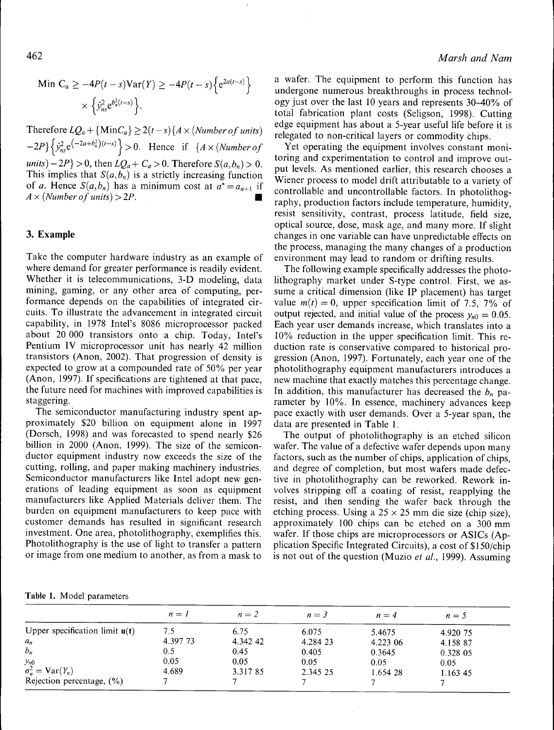$$\text{Min } C_a \geq -4P(t-s)\text{Var}(Y) \geq -4P(t-s)\left\{e^{2a(t-s)}\right\} \times \left\{\hat{y}_{ns}^2 e^{b_n^2(t-s)}\right\}.$$

Therefore $LQ_a + \{\text{Min}C_a\} \geq 2(t-s)\{A \times (\textit{Number of units}) - 2P\}\left\{\hat{y}_{ns}^2 e^{(-2a+b_n^2)(t-s)}\right\} > 0$. Hence if $\{A \times (\textit{Number of units}) - 2P\} > 0$, then $LQ_a + C_a > 0$. Therefore $S(a, b_n) > 0$. This implies that $S(a, b_n)$ is a strictly increasing function of $a$. Hence $S(a, b_n)$ has a minimum cost at $a^* = a_{n+1}$ if $A \times (\textit{Number of units}) > 2P$. ■

## 3. Example

Take the computer hardware industry as an example of where demand for greater performance is readily evident. Whether it is telecommunications, 3-D modeling, data mining, gaming, or any other area of computing, performance depends on the capabilities of integrated circuits. To illustrate the advancement in integrated circuit capability, in 1978 Intel's 8086 microprocessor packed about 20 000 transistors onto a chip. Today, Intel's Pentium IV microprocessor unit has nearly 42 million transistors (Anon, 2002). That progression of density is expected to grow at a compounded rate of 50% per year (Anon, 1997). If specifications are tightened at that pace, the future need for machines with improved capabilities is staggering.

The semiconductor manufacturing industry spent approximately \$20 billion on equipment alone in 1997 (Dorsch, 1998) and was forecasted to spend nearly \$26 billion in 2000 (Anon, 1999). The size of the semiconductor equipment industry now exceeds the size of the cutting, rolling, and paper making machinery industries. Semiconductor manufacturers like Intel adopt new generations of leading equipment as soon as equipment manufacturers like Applied Materials deliver them. The burden on equipment manufacturers to keep pace with customer demands has resulted in significant research investment. One area, photolithography, exemplifies this. Photolithography is the use of light to transfer a pattern or image from one medium to another, as from a mask to a wafer. The equipment to perform this function has undergone numerous breakthroughs in process technology just over the last 10 years and represents 30–40% of total fabrication plant costs (Seligson, 1998). Cutting edge equipment has about a 5-year useful life before it is relegated to non-critical layers or commodity chips.

Yet operating the equipment involves constant monitoring and experimentation to control and improve output levels. As mentioned earlier, this research chooses a Wiener process to model drift attributable to a variety of controllable and uncontrollable factors. In photolithography, production factors include temperature, humidity, resist sensitivity, contrast, process latitude, field size, optical source, dose, mask age, and many more. If slight changes in one variable can have unpredictable effects on the process, managing the many changes of a production environment may lead to random or drifting results.

The following example specifically addresses the photolithography market under S-type control. First, we assume a critical dimension (like IP placement) has target value $m(t) = 0$, upper specification limit of 7.5, 7% of output rejected, and initial value of the process $y_{n0} = 0.05$. Each year user demands increase, which translates into a 10% reduction in the upper specification limit. This reduction rate is conservative compared to historical progression (Anon, 1997). Fortunately, each year one of the photolithography equipment manufacturers introduces a new machine that exactly matches this percentage change. In addition, this manufacturer has decreased the $b_n$ parameter by 10%. In essence, machinery advances keep pace exactly with user demands. Over a 5-year span, the data are presented in Table 1.

The output of photolithography is an etched silicon wafer. The value of a defective wafer depends upon many factors, such as the number of chips, application of chips, and degree of completion, but most wafers made defective in photolithography can be reworked. Rework involves stripping off a coating of resist, reapplying the resist, and then sending the wafer back through the etching process. Using a 25 × 25 mm die size (chip size), approximately 100 chips can be etched on a 300 mm wafer. If those chips are microprocessors or ASICs (Application Specific Integrated Circuits), a cost of \$150/chip is not out of the question (Muzio *et al.*, 1999). Assuming

**Table 1.** Model parameters

| | $n = 1$ | $n = 2$ | $n = 3$ | $n = 4$ | $n = 5$ |
|---|---|---|---|---|---|
| Upper specification limit $\mathbf{u}(t)$ | 7.5 | 6.75 | 6.075 | 5.4675 | 4.920 75 |
| $a_n$ | 4.397 73 | 4.342 42 | 4.284 23 | 4.223 06 | 4.158 87 |
| $b_n$ | 0.5 | 0.45 | 0.405 | 0.3645 | 0.328 05 |
| $y_{n0}$ | 0.05 | 0.05 | 0.05 | 0.05 | 0.05 |
| $\sigma_n^2 = \text{Var}(Y_n)$ | 4.689 | 3.317 85 | 2.345 25 | 1.654 28 | 1.163 45 |
| Rejection percentage, (%) | 7 | 7 | 7 | 7 | 7 |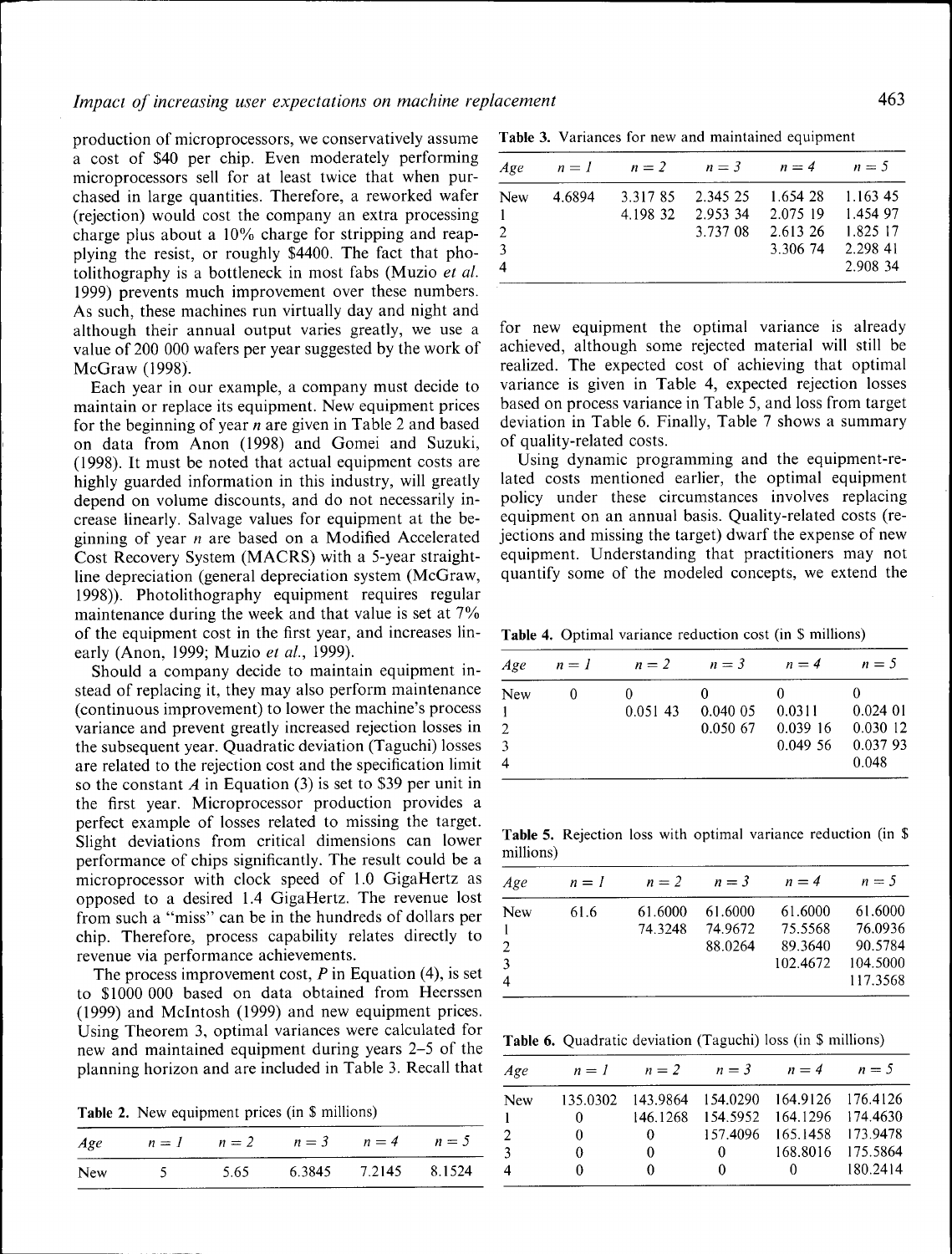production of microprocessors, we conservatively assume a cost of \$40 per chip. Even moderately performing microprocessors sell for at least twice that when purchased in large quantities. Therefore, a reworked wafer (rejection) would cost the company an extra processing charge plus about a 10% charge for stripping and reapplying the resist, or roughly \$4400. The fact that photolithography is a bottleneck in most fabs (Muzio *et al.* 1999) prevents much improvement over these numbers. As such, these machines run virtually day and night and although their annual output varies greatly, we use a value of 200 000 wafers per year suggested by the work of McGraw (1998).

Each year in our example, a company must decide to maintain or replace its equipment. New equipment prices for the beginning of year $n$ are given in Table 2 and based on data from Anon (1998) and Gomei and Suzuki, (1998). It must be noted that actual equipment costs are highly guarded information in this industry, will greatly depend on volume discounts, and do not necessarily increase linearly. Salvage values for equipment at the beginning of year $n$ are based on a Modified Accelerated Cost Recovery System (MACRS) with a 5-year straight-line depreciation (general depreciation system (McGraw, 1998)). Photolithography equipment requires regular maintenance during the week and that value is set at 7% of the equipment cost in the first year, and increases linearly (Anon, 1999; Muzio *et al.*, 1999).

Should a company decide to maintain equipment instead of replacing it, they may also perform maintenance (continuous improvement) to lower the machine's process variance and prevent greatly increased rejection losses in the subsequent year. Quadratic deviation (Taguchi) losses are related to the rejection cost and the specification limit so the constant $A$ in Equation (3) is set to \$39 per unit in the first year. Microprocessor production provides a perfect example of losses related to missing the target. Slight deviations from critical dimensions can lower performance of chips significantly. The result could be a microprocessor with clock speed of 1.0 GigaHertz as opposed to a desired 1.4 GigaHertz. The revenue lost from such a "miss" can be in the hundreds of dollars per chip. Therefore, process capability relates directly to revenue via performance achievements.

The process improvement cost, $P$ in Equation (4), is set to \$1000 000 based on data obtained from Heerssen (1999) and McIntosh (1999) and new equipment prices. Using Theorem 3, optimal variances were calculated for new and maintained equipment during years 2–5 of the planning horizon and are included in Table 3. Recall that for new equipment the optimal variance is already achieved, although some rejected material will still be realized. The expected cost of achieving that optimal variance is given in Table 4, expected rejection losses based on process variance in Table 5, and loss from target deviation in Table 6. Finally, Table 7 shows a summary of quality-related costs.

Using dynamic programming and the equipment-related costs mentioned earlier, the optimal equipment policy under these circumstances involves replacing equipment on an annual basis. Quality-related costs (rejections and missing the target) dwarf the expense of new equipment. Understanding that practitioners may not quantify some of the modeled concepts, we extend the

**Table 2.** New equipment prices (in \$ millions)

| Age | $n = 1$ | $n = 2$ | $n = 3$ | $n = 4$ | $n = 5$ |
|---|---|---|---|---|---|
| New | 5 | 5.65 | 6.3845 | 7.2145 | 8.1524 |

**Table 3.** Variances for new and maintained equipment

| Age | $n = 1$ | $n = 2$ | $n = 3$ | $n = 4$ | $n = 5$ |
|---|---|---|---|---|---|
| New | 4.6894 | 3.317 85 | 2.345 25 | 1.654 28 | 1.163 45 |
| 1 | | 4.198 32 | 2.953 34 | 2.075 19 | 1.454 97 |
| 2 | | | 3.737 08 | 2.613 26 | 1.825 17 |
| 3 | | | | 3.306 74 | 2.298 41 |
| 4 | | | | | 2.908 34 |

**Table 4.** Optimal variance reduction cost (in \$ millions)

| Age | $n = 1$ | $n = 2$ | $n = 3$ | $n = 4$ | $n = 5$ |
|---|---|---|---|---|---|
| New | 0 | 0 | 0 | 0 | 0 |
| 1 | | 0.051 43 | 0.040 05 | 0.0311 | 0.024 01 |
| 2 | | | 0.050 67 | 0.039 16 | 0.030 12 |
| 3 | | | | 0.049 56 | 0.037 93 |
| 4 | | | | | 0.048 |

**Table 5.** Rejection loss with optimal variance reduction (in \$ millions)

| Age | $n = 1$ | $n = 2$ | $n = 3$ | $n = 4$ | $n = 5$ |
|---|---|---|---|---|---|
| New | 61.6 | 61.6000 | 61.6000 | 61.6000 | 61.6000 |
| 1 | | 74.3248 | 74.9672 | 75.5568 | 76.0936 |
| 2 | | | 88.0264 | 89.3640 | 90.5784 |
| 3 | | | | 102.4672 | 104.5000 |
| 4 | | | | | 117.3568 |

**Table 6.** Quadratic deviation (Taguchi) loss (in \$ millions)

| Age | $n = 1$ | $n = 2$ | $n = 3$ | $n = 4$ | $n = 5$ |
|---|---|---|---|---|---|
| New | 135.0302 | 143.9864 | 154.0290 | 164.9126 | 176.4126 |
| 1 | 0 | 146.1268 | 154.5952 | 164.1296 | 174.4630 |
| 2 | 0 | 0 | 157.4096 | 165.1458 | 173.9478 |
| 3 | 0 | 0 | 0 | 168.8016 | 175.5864 |
| 4 | 0 | 0 | 0 | 0 | 180.2414 |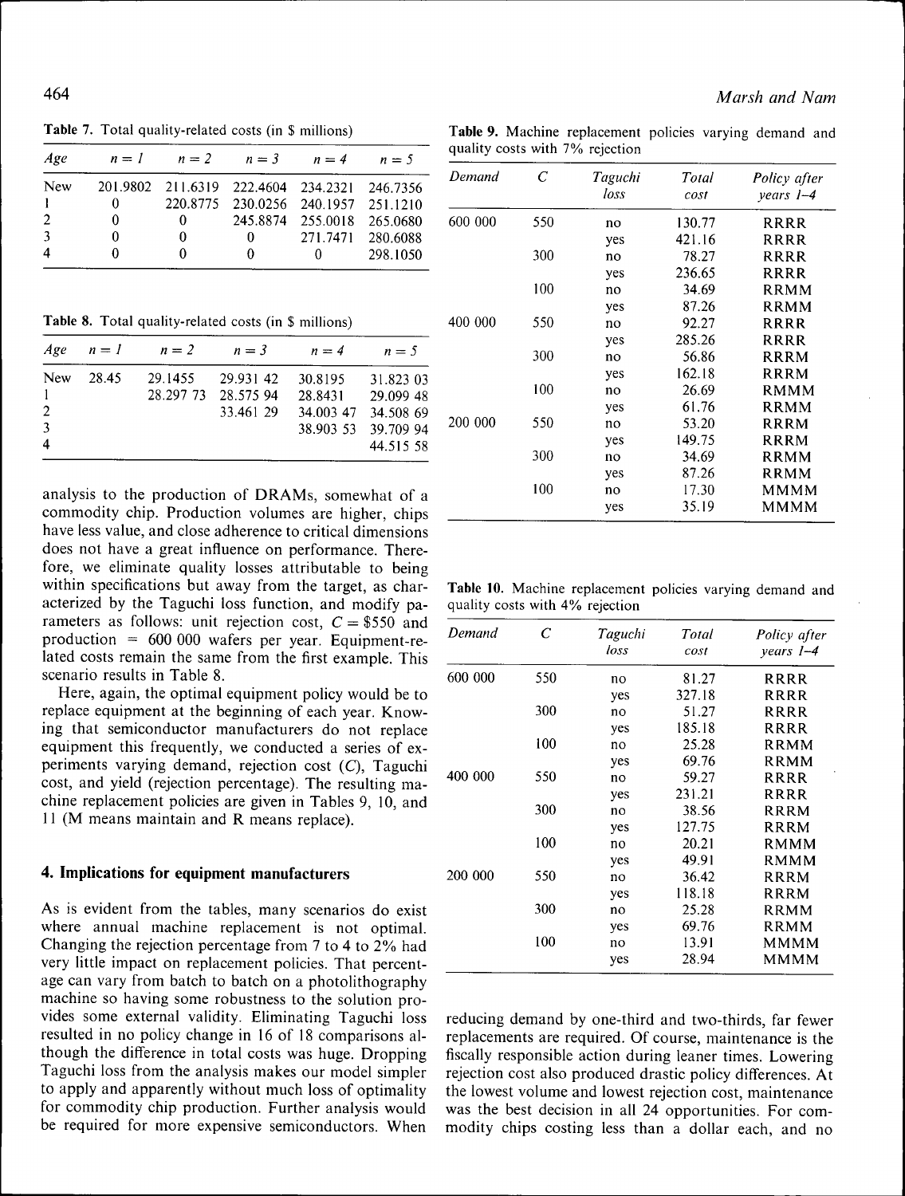**Table 7.** Total quality-related costs (in $ millions)

| Age | $n = 1$ | $n = 2$ | $n = 3$ | $n = 4$ | $n = 5$ |
|---|---|---|---|---|---|
| New | 201.9802 | 211.6319 | 222.4604 | 234.2321 | 246.7356 |
| 1 | 0 | 220.8775 | 230.0256 | 240.1957 | 251.1210 |
| 2 | 0 | 0 | 245.8874 | 255.0018 | 265.0680 |
| 3 | 0 | 0 | 0 | 271.7471 | 280.6088 |
| 4 | 0 | 0 | 0 | 0 | 298.1050 |

**Table 8.** Total quality-related costs (in $ millions)

| Age | $n = 1$ | $n = 2$ | $n = 3$ | $n = 4$ | $n = 5$ |
|---|---|---|---|---|---|
| New | 28.45 | 29.1455 | 29.931 42 | 30.8195 | 31.823 03 |
| 1 | | 28.297 73 | 28.575 94 | 28.8431 | 29.099 48 |
| 2 | | | 33.461 29 | 34.003 47 | 34.508 69 |
| 3 | | | | 38.903 53 | 39.709 94 |
| 4 | | | | | 44.515 58 |

analysis to the production of DRAMs, somewhat of a commodity chip. Production volumes are higher, chips have less value, and close adherence to critical dimensions does not have a great influence on performance. Therefore, we eliminate quality losses attributable to being within specifications but away from the target, as characterized by the Taguchi loss function, and modify parameters as follows: unit rejection cost, $C = \$550$ and production = 600 000 wafers per year. Equipment-related costs remain the same from the first example. This scenario results in Table 8.

Here, again, the optimal equipment policy would be to replace equipment at the beginning of each year. Knowing that semiconductor manufacturers do not replace equipment this frequently, we conducted a series of experiments varying demand, rejection cost ($C$), Taguchi cost, and yield (rejection percentage). The resulting machine replacement policies are given in Tables 9, 10, and 11 (M means maintain and R means replace).

**Table 9.** Machine replacement policies varying demand and quality costs with 7% rejection

| Demand | $C$ | Taguchi loss | Total cost | Policy after years 1–4 |
|---|---|---|---|---|
| 600 000 | 550 | no | 130.77 | RRRR |
| | | yes | 421.16 | RRRR |
| | 300 | no | 78.27 | RRRR |
| | | yes | 236.65 | RRRR |
| | 100 | no | 34.69 | RRMM |
| | | yes | 87.26 | RRMM |
| 400 000 | 550 | no | 92.27 | RRRR |
| | | yes | 285.26 | RRRR |
| | 300 | no | 56.86 | RRRM |
| | | yes | 162.18 | RRRM |
| | 100 | no | 26.69 | RMMM |
| | | yes | 61.76 | RRMM |
| 200 000 | 550 | no | 53.20 | RRRM |
| | | yes | 149.75 | RRRM |
| | 300 | no | 34.69 | RRMM |
| | | yes | 87.26 | RRMM |
| | 100 | no | 17.30 | MMMM |
| | | yes | 35.19 | MMMM |

**Table 10.** Machine replacement policies varying demand and quality costs with 4% rejection

| Demand | $C$ | Taguchi loss | Total cost | Policy after years 1–4 |
|---|---|---|---|---|
| 600 000 | 550 | no | 81.27 | RRRR |
| | | yes | 327.18 | RRRR |
| | 300 | no | 51.27 | RRRR |
| | | yes | 185.18 | RRRR |
| | 100 | no | 25.28 | RRMM |
| | | yes | 69.76 | RRMM |
| 400 000 | 550 | no | 59.27 | RRRR |
| | | yes | 231.21 | RRRR |
| | 300 | no | 38.56 | RRRM |
| | | yes | 127.75 | RRRM |
| | 100 | no | 20.21 | RMMM |
| | | yes | 49.91 | RMMM |
| 200 000 | 550 | no | 36.42 | RRRM |
| | | yes | 118.18 | RRRM |
| | 300 | no | 25.28 | RRMM |
| | | yes | 69.76 | RRMM |
| | 100 | no | 13.91 | MMMM |
| | | yes | 28.94 | MMMM |

## 4. Implications for equipment manufacturers

As is evident from the tables, many scenarios do exist where annual machine replacement is not optimal. Changing the rejection percentage from 7 to 4 to 2% had very little impact on replacement policies. That percentage can vary from batch to batch on a photolithography machine so having some robustness to the solution provides some external validity. Eliminating Taguchi loss resulted in no policy change in 16 of 18 comparisons although the difference in total costs was huge. Dropping Taguchi loss from the analysis makes our model simpler to apply and apparently without much loss of optimality for commodity chip production. Further analysis would be required for more expensive semiconductors. When reducing demand by one-third and two-thirds, far fewer replacements are required. Of course, maintenance is the fiscally responsible action during leaner times. Lowering rejection cost also produced drastic policy differences. At the lowest volume and lowest rejection cost, maintenance was the best decision in all 24 opportunities. For commodity chips costing less than a dollar each, and no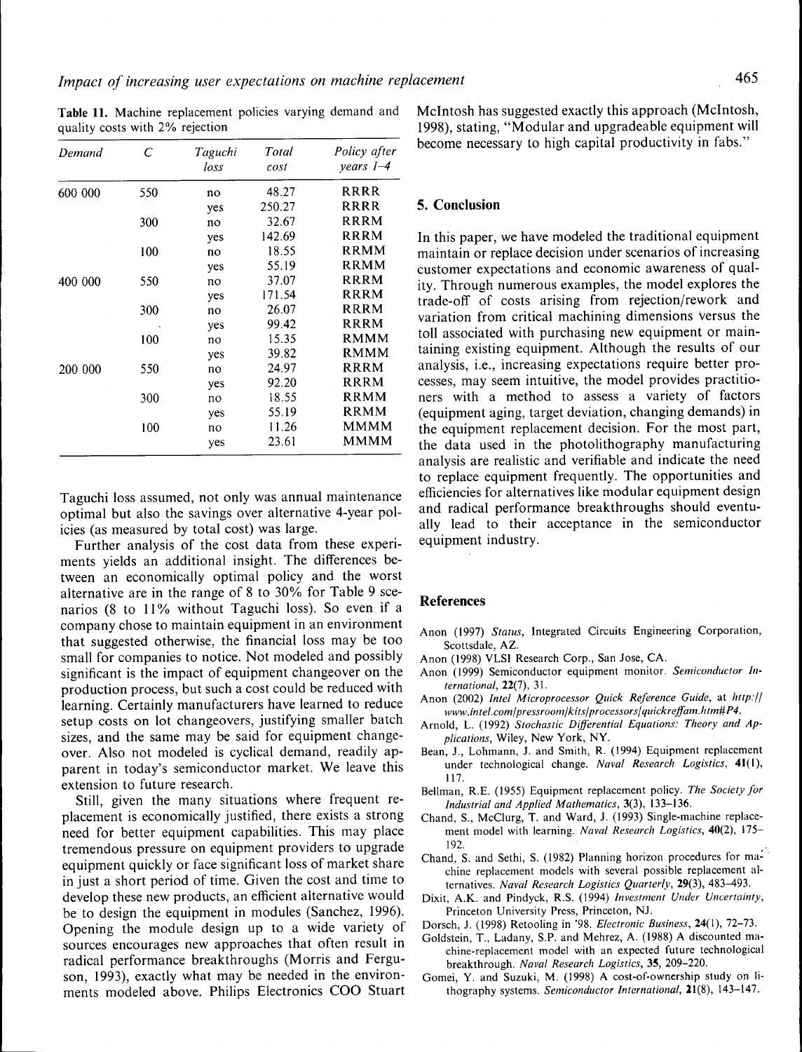Table 11. Machine replacement policies varying demand and quality costs with 2% rejection

| Demand | C | Taguchi loss | Total cost | Policy after years 1–4 |
|---|---|---|---|---|
| 600 000 | 550 | no | 48.27 | RRRR |
| | | yes | 250.27 | RRRR |
| | 300 | no | 32.67 | RRRM |
| | | yes | 142.69 | RRRM |
| | 100 | no | 18.55 | RRMM |
| | | yes | 55.19 | RRMM |
| 400 000 | 550 | no | 37.07 | RRRM |
| | | yes | 171.54 | RRRM |
| | 300 | no | 26.07 | RRRM |
| | | yes | 99.42 | RRRM |
| | 100 | no | 15.35 | RMMM |
| | | yes | 39.82 | RMMM |
| 200 000 | 550 | no | 24.97 | RRRM |
| | | yes | 92.20 | RRRM |
| | 300 | no | 18.55 | RRMM |
| | | yes | 55.19 | RRMM |
| | 100 | no | 11.26 | MMMM |
| | | yes | 23.61 | MMMM |

Taguchi loss assumed, not only was annual maintenance optimal but also the savings over alternative 4-year policies (as measured by total cost) was large.

Further analysis of the cost data from these experiments yields an additional insight. The differences between an economically optimal policy and the worst alternative are in the range of 8 to 30% for Table 9 scenarios (8 to 11% without Taguchi loss). So even if a company chose to maintain equipment in an environment that suggested otherwise, the financial loss may be too small for companies to notice. Not modeled and possibly significant is the impact of equipment changeover on the production process, but such a cost could be reduced with learning. Certainly manufacturers have learned to reduce setup costs on lot changeovers, justifying smaller batch sizes, and the same may be said for equipment changeover. Also not modeled is cyclical demand, readily apparent in today's semiconductor market. We leave this extension to future research.

Still, given the many situations where frequent replacement is economically justified, there exists a strong need for better equipment capabilities. This may place tremendous pressure on equipment providers to upgrade equipment quickly or face significant loss of market share in just a short period of time. Given the cost and time to develop these new products, an efficient alternative would be to design the equipment in modules (Sanchez, 1996). Opening the module design up to a wide variety of sources encourages new approaches that often result in radical performance breakthroughs (Morris and Ferguson, 1993), exactly what may be needed in the environments modeled above. Philips Electronics COO Stuart McIntosh has suggested exactly this approach (McIntosh, 1998), stating, "Modular and upgradeable equipment will become necessary to high capital productivity in fabs."

## 5. Conclusion

In this paper, we have modeled the traditional equipment maintain or replace decision under scenarios of increasing customer expectations and economic awareness of quality. Through numerous examples, the model explores the trade-off of costs arising from rejection/rework and variation from critical machining dimensions versus the toll associated with purchasing new equipment or maintaining existing equipment. Although the results of our analysis, i.e., increasing expectations require better processes, may seem intuitive, the model provides practitioners with a method to assess a variety of factors (equipment aging, target deviation, changing demands) in the equipment replacement decision. For the most part, the data used in the photolithography manufacturing analysis are realistic and verifiable and indicate the need to replace equipment frequently. The opportunities and efficiencies for alternatives like modular equipment design and radical performance breakthroughs should eventually lead to their acceptance in the semiconductor equipment industry.

## References

Anon (1997) *Status*, Integrated Circuits Engineering Corporation, Scottsdale, AZ.

Anon (1998) VLSI Research Corp., San Jose, CA.

Anon (1999) Semiconductor equipment monitor. *Semiconductor International*, **22**(7), 31.

Anon (2002) *Intel Microprocessor Quick Reference Guide*, at *http://www.intel.com/pressroom/kits/processors/quickreffam.htm#P4*.

Arnold, L. (1992) *Stochastic Differential Equations: Theory and Applications*, Wiley, New York, NY.

Bean, J., Lohmann, J. and Smith, R. (1994) Equipment replacement under technological change. *Naval Research Logistics*, **41**(1), 117.

Bellman, R.E. (1955) Equipment replacement policy. *The Society for Industrial and Applied Mathematics*, **3**(3), 133–136.

Chand, S., McClurg, T. and Ward, J. (1993) Single-machine replacement model with learning. *Naval Research Logistics*, **40**(2), 175–192.

Chand, S. and Sethi, S. (1982) Planning horizon procedures for machine replacement models with several possible replacement alternatives. *Naval Research Logistics Quarterly*, **29**(3), 483–493.

Dixit, A.K. and Pindyck, R.S. (1994) *Investment Under Uncertainty*, Princeton University Press, Princeton, NJ.

Dorsch, J. (1998) Retooling in '98. *Electronic Business*, **24**(1), 72–73.

Goldstein, T., Ladany, S.P. and Mehrez, A. (1988) A discounted machine-replacement model with an expected future technological breakthrough. *Naval Research Logistics*, **35**, 209–220.

Gomei, Y. and Suzuki, M. (1998) A cost-of-ownership study on lithography systems. *Semiconductor International*, **21**(8), 143–147.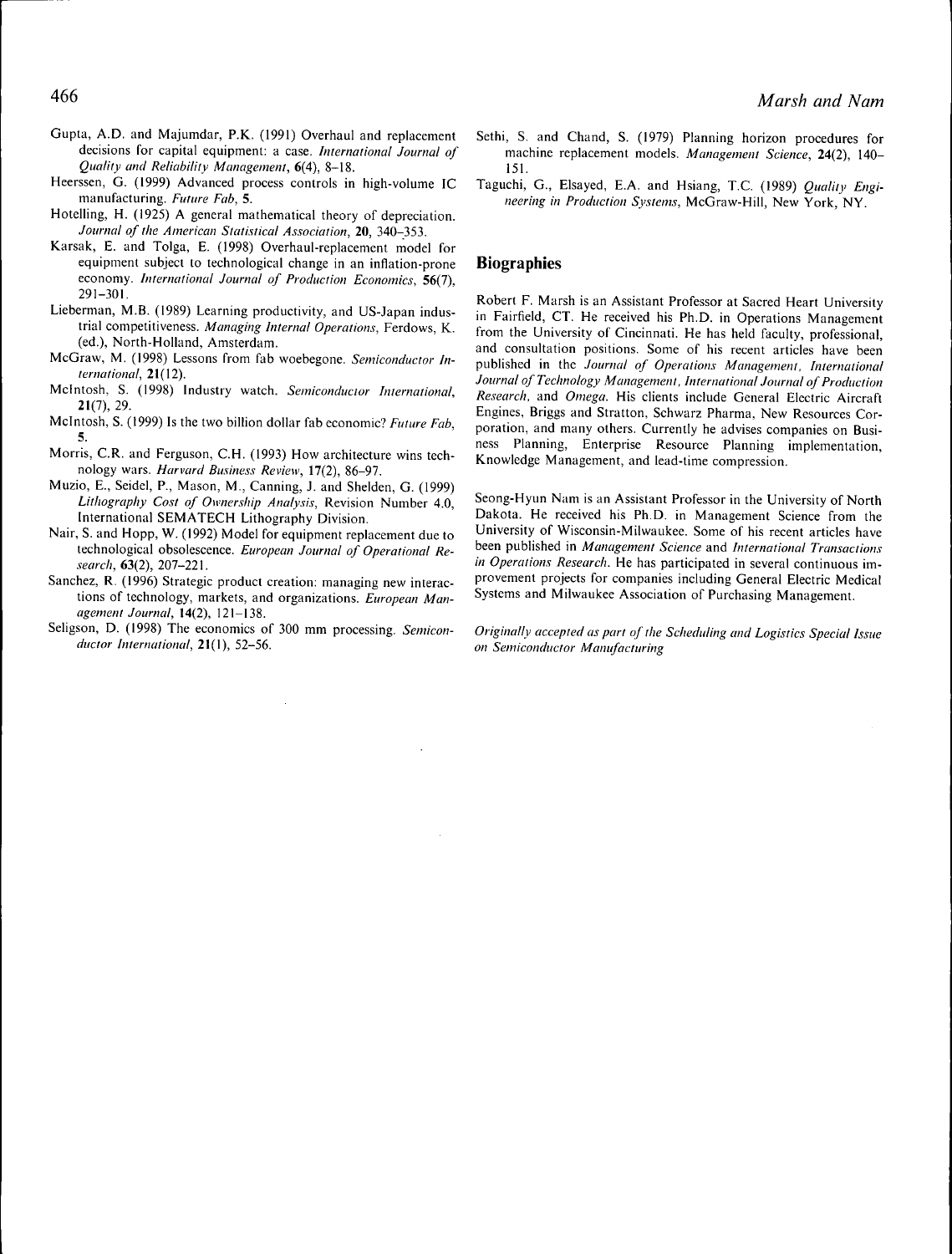Gupta, A.D. and Majumdar, P.K. (1991) Overhaul and replacement decisions for capital equipment: a case. *International Journal of Quality and Reliability Management*, **6**(4), 8–18.

Heerssen, G. (1999) Advanced process controls in high-volume IC manufacturing. *Future Fab*, **5**.

Hotelling, H. (1925) A general mathematical theory of depreciation. *Journal of the American Statistical Association*, **20**, 340–353.

Karsak, E. and Tolga, E. (1998) Overhaul-replacement model for equipment subject to technological change in an inflation-prone economy. *International Journal of Production Economics*, **56**(7), 291–301.

Lieberman, M.B. (1989) Learning productivity, and US-Japan industrial competitiveness. *Managing Internal Operations*, Ferdows, K. (ed.), North-Holland, Amsterdam.

McGraw, M. (1998) Lessons from fab woebegone. *Semiconductor International*, **21**(12).

McIntosh, S. (1998) Industry watch. *Semiconductor International*, **21**(7), 29.

McIntosh, S. (1999) Is the two billion dollar fab economic? *Future Fab*, **5**.

Morris, C.R. and Ferguson, C.H. (1993) How architecture wins technology wars. *Harvard Business Review*, 17(2), 86–97.

Muzio, E., Seidel, P., Mason, M., Canning, J. and Shelden, G. (1999) *Lithography Cost of Ownership Analysis*, Revision Number 4.0, International SEMATECH Lithography Division.

Nair, S. and Hopp, W. (1992) Model for equipment replacement due to technological obsolescence. *European Journal of Operational Research*, **63**(2), 207–221.

Sanchez, R. (1996) Strategic product creation: managing new interactions of technology, markets, and organizations. *European Management Journal*, **14**(2), 121–138.

Seligson, D. (1998) The economics of 300 mm processing. *Semiconductor International*, **21**(1), 52–56.

Sethi, S. and Chand, S. (1979) Planning horizon procedures for machine replacement models. *Management Science*, **24**(2), 140–151.

Taguchi, G., Elsayed, E.A. and Hsiang, T.C. (1989) *Quality Engineering in Production Systems*, McGraw-Hill, New York, NY.

## Biographies

Robert F. Marsh is an Assistant Professor at Sacred Heart University in Fairfield, CT. He received his Ph.D. in Operations Management from the University of Cincinnati. He has held faculty, professional, and consultation positions. Some of his recent articles have been published in the *Journal of Operations Management*, *International Journal of Technology Management*, *International Journal of Production Research*, and *Omega*. His clients include General Electric Aircraft Engines, Briggs and Stratton, Schwarz Pharma, New Resources Corporation, and many others. Currently he advises companies on Business Planning, Enterprise Resource Planning implementation, Knowledge Management, and lead-time compression.

Seong-Hyun Nam is an Assistant Professor in the University of North Dakota. He received his Ph.D. in Management Science from the University of Wisconsin-Milwaukee. Some of his recent articles have been published in *Management Science* and *International Transactions in Operations Research*. He has participated in several continuous improvement projects for companies including General Electric Medical Systems and Milwaukee Association of Purchasing Management.

*Originally accepted as part of the Scheduling and Logistics Special Issue on Semiconductor Manufacturing*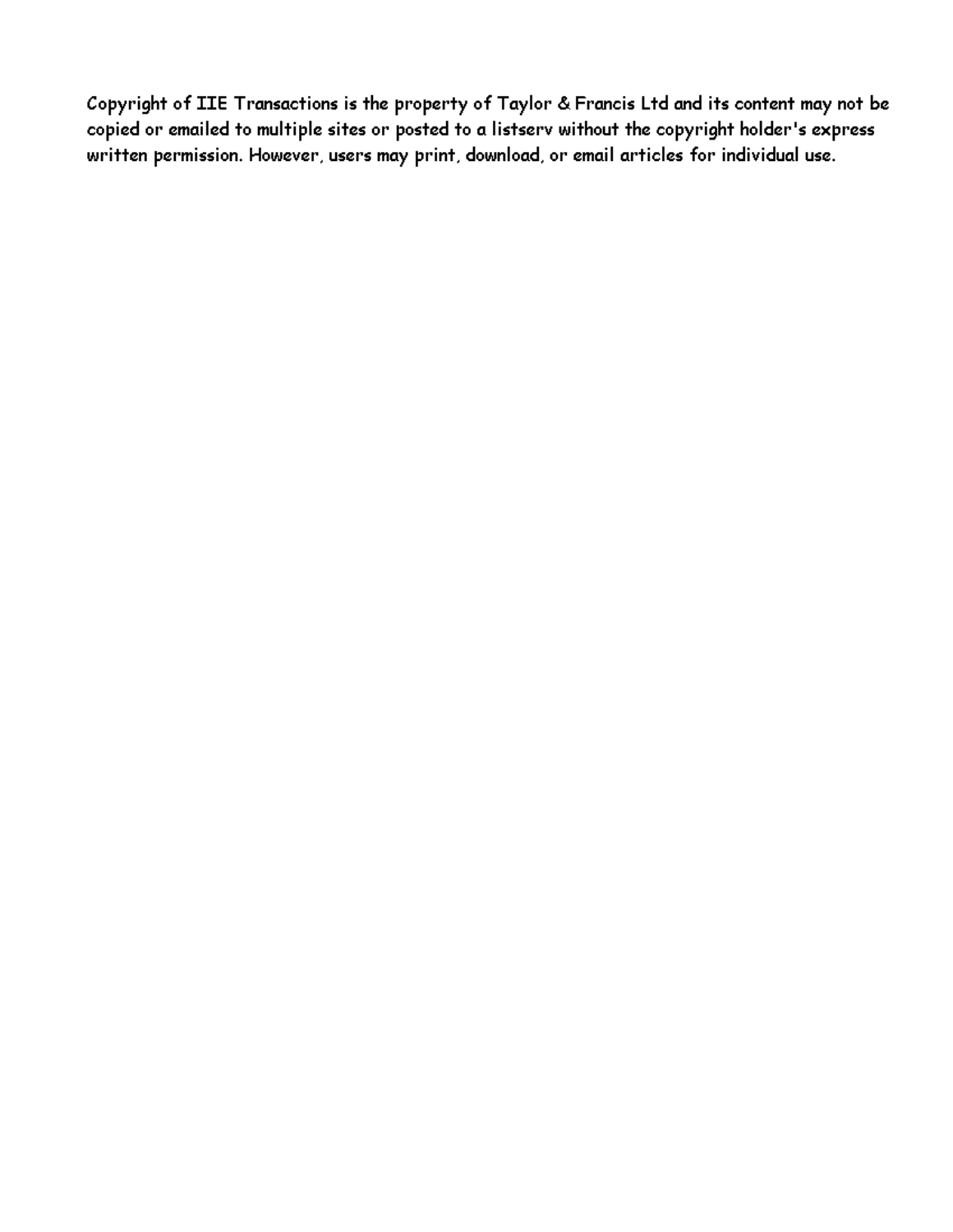Copyright of IIE Transactions is the property of Taylor & Francis Ltd and its content may not be copied or emailed to multiple sites or posted to a listserv without the copyright holder's express written permission. However, users may print, download, or email articles for individual use.